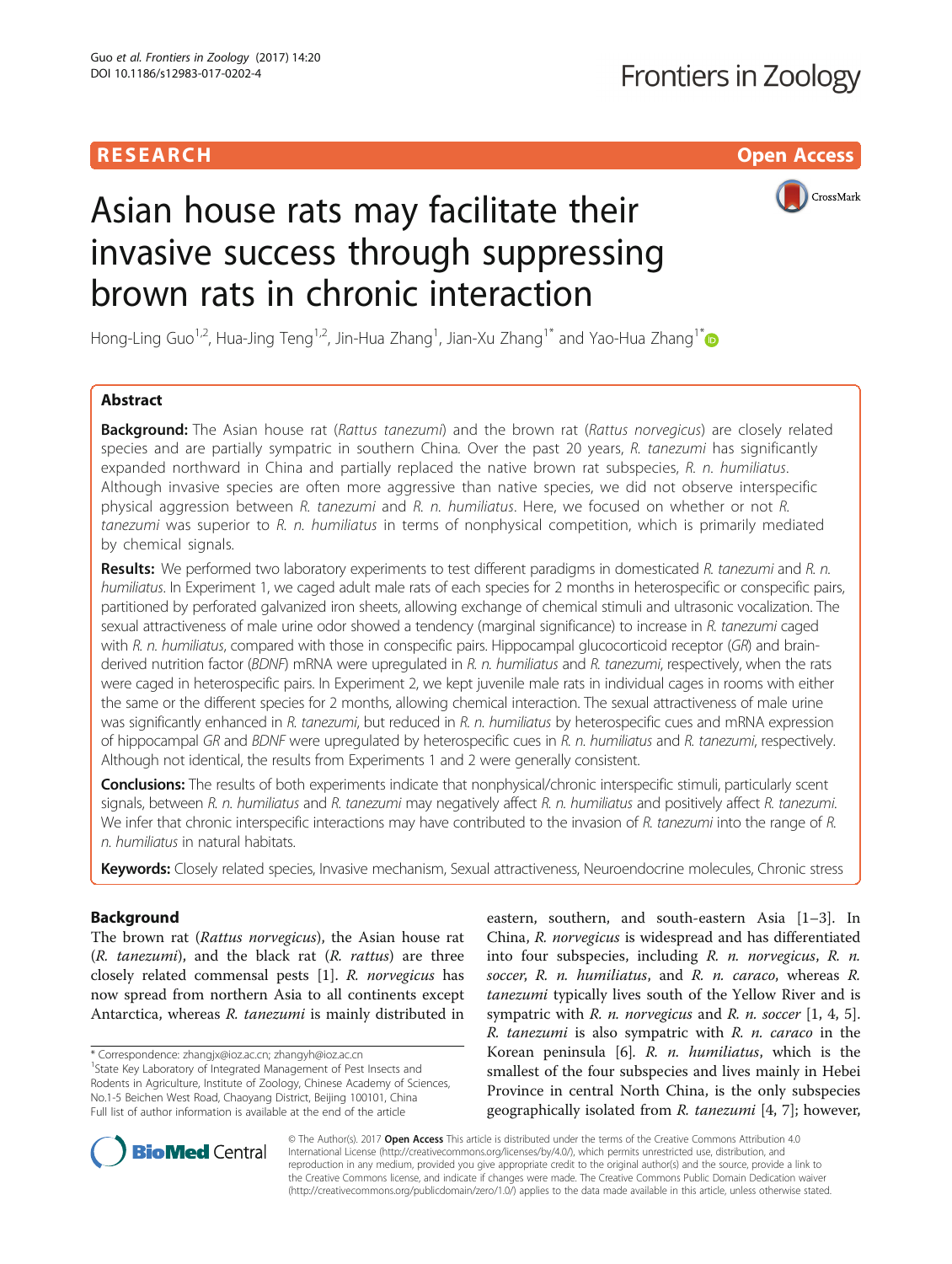RESEARCH

Open Access

# Asian house rats may facilitate their invasive success through suppressing brown rats in chronic interaction

Hong-Ling Guo[1,2], Hua-Jing Teng[1,2], Jin-Hua Zhang[1], Jian-Xu Zhang[1*] and Yao-Hua Zhang[1*]

## Abstract

**Background:** The Asian house rat (*Rattus tanezumi*) and the brown rat (*Rattus norvegicus*) are closely related species and are partially sympatric in southern China. Over the past 20 years, *R. tanezumi* has significantly expanded northward in China and partially replaced the native brown rat subspecies, *R. n. humiliatus*. Although invasive species are often more aggressive than native species, we did not observe interspecific physical aggression between *R. tanezumi* and *R. n. humiliatus*. Here, we focused on whether or not *R. tanezumi* was superior to *R. n. humiliatus* in terms of nonphysical competition, which is primarily mediated by chemical signals.

**Results:** We performed two laboratory experiments to test different paradigms in domesticated *R. tanezumi* and *R. n. humiliatus*. In Experiment 1, we caged adult male rats of each species for 2 months in heterospecific or conspecific pairs, partitioned by perforated galvanized iron sheets, allowing exchange of chemical stimuli and ultrasonic vocalization. The sexual attractiveness of male urine odor showed a tendency (marginal significance) to increase in *R. tanezumi* caged with *R. n. humiliatus*, compared with those in conspecific pairs. Hippocampal glucocorticoid receptor (*GR*) and brain-derived nutrition factor (*BDNF*) mRNA were upregulated in *R. n. humiliatus* and *R. tanezumi*, respectively, when the rats were caged in heterospecific pairs. In Experiment 2, we kept juvenile male rats in individual cages in rooms with either the same or the different species for 2 months, allowing chemical interaction. The sexual attractiveness of male urine was significantly enhanced in *R. tanezumi*, but reduced in *R. n. humiliatus* by heterospecific cues and mRNA expression of hippocampal *GR* and *BDNF* were upregulated by heterospecific cues in *R. n. humiliatus* and *R. tanezumi*, respectively. Although not identical, the results from Experiments 1 and 2 were generally consistent.

**Conclusions:** The results of both experiments indicate that nonphysical/chronic interspecific stimuli, particularly scent signals, between *R. n. humiliatus* and *R. tanezumi* may negatively affect *R. n. humiliatus* and positively affect *R. tanezumi*. We infer that chronic interspecific interactions may have contributed to the invasion of *R. tanezumi* into the range of *R. n. humiliatus* in natural habitats.

**Keywords:** Closely related species, Invasive mechanism, Sexual attractiveness, Neuroendocrine molecules, Chronic stress

## Background

The brown rat (*Rattus norvegicus*), the Asian house rat (*R. tanezumi*), and the black rat (*R. rattus*) are three closely related commensal pests [1]. *R. norvegicus* has now spread from northern Asia to all continents except Antarctica, whereas *R. tanezumi* is mainly distributed in eastern, southern, and south-eastern Asia [1–3]. In China, *R. norvegicus* is widespread and has differentiated into four subspecies, including *R. n. norvegicus*, *R. n. soccer*, *R. n. humiliatus*, and *R. n. caraco*, whereas *R. tanezumi* typically lives south of the Yellow River and is sympatric with *R. n. norvegicus* and *R. n. soccer* [1, 4, 5]. *R. tanezumi* is also sympatric with *R. n. caraco* in the Korean peninsula [6]. *R. n. humiliatus*, which is the smallest of the four subspecies and lives mainly in Hebei Province in central North China, is the only subspecies geographically isolated from *R. tanezumi* [4, 7]; however,

\* Correspondence: zhangjx@ioz.ac.cn; zhangyh@ioz.ac.cn
[1]State Key Laboratory of Integrated Management of Pest Insects and Rodents in Agriculture, Institute of Zoology, Chinese Academy of Sciences, No.1-5 Beichen West Road, Chaoyang District, Beijing 100101, China
Full list of author information is available at the end of the article

© The Author(s). 2017 **Open Access** This article is distributed under the terms of the Creative Commons Attribution 4.0 International License (http://creativecommons.org/licenses/by/4.0/), which permits unrestricted use, distribution, and reproduction in any medium, provided you give appropriate credit to the original author(s) and the source, provide a link to the Creative Commons license, and indicate if changes were made. The Creative Commons Public Domain Dedication waiver (http://creativecommons.org/publicdomain/zero/1.0/) applies to the data made available in this article, unless otherwise stated.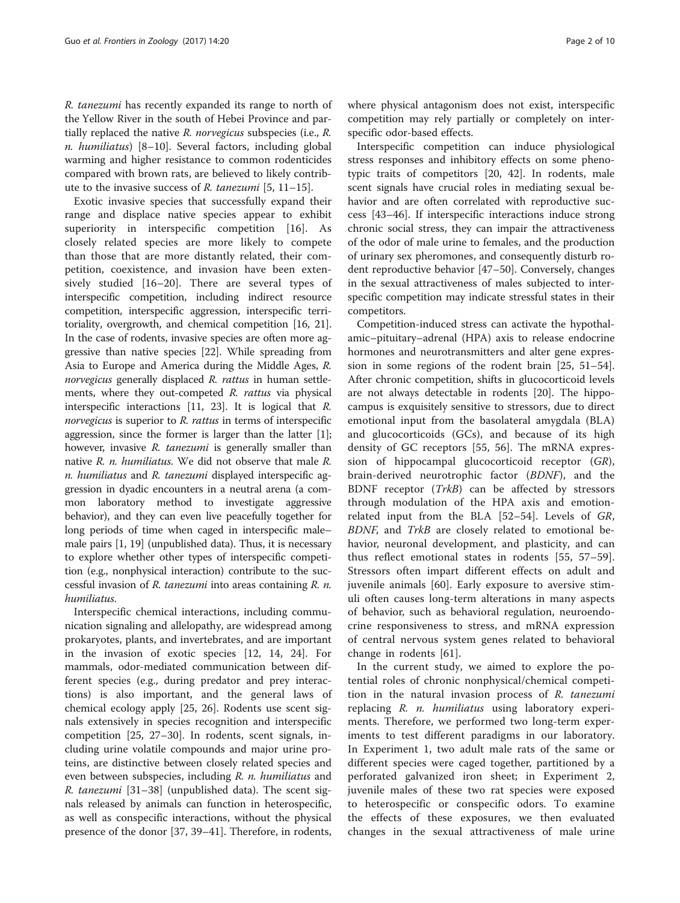*R. tanezumi* has recently expanded its range to north of the Yellow River in the south of Hebei Province and partially replaced the native *R. norvegicus* subspecies (i.e., *R. n. humiliatus*) [8–10]. Several factors, including global warming and higher resistance to common rodenticides compared with brown rats, are believed to likely contribute to the invasive success of *R. tanezumi* [5, 11–15].

Exotic invasive species that successfully expand their range and displace native species appear to exhibit superiority in interspecific competition [16]. As closely related species are more likely to compete than those that are more distantly related, their competition, coexistence, and invasion have been extensively studied [16–20]. There are several types of interspecific competition, including indirect resource competition, interspecific aggression, interspecific territoriality, overgrowth, and chemical competition [16, 21]. In the case of rodents, invasive species are often more aggressive than native species [22]. While spreading from Asia to Europe and America during the Middle Ages, *R. norvegicus* generally displaced *R. rattus* in human settlements, where they out-competed *R. rattus* via physical interspecific interactions [11, 23]. It is logical that *R. norvegicus* is superior to *R. rattus* in terms of interspecific aggression, since the former is larger than the latter [1]; however, invasive *R. tanezumi* is generally smaller than native *R. n. humiliatus*. We did not observe that male *R. n. humiliatus* and *R. tanezumi* displayed interspecific aggression in dyadic encounters in a neutral arena (a common laboratory method to investigate aggressive behavior), and they can even live peacefully together for long periods of time when caged in interspecific male–male pairs [1, 19] (unpublished data). Thus, it is necessary to explore whether other types of interspecific competition (e.g., nonphysical interaction) contribute to the successful invasion of *R. tanezumi* into areas containing *R. n. humiliatus*.

Interspecific chemical interactions, including communication signaling and allelopathy, are widespread among prokaryotes, plants, and invertebrates, and are important in the invasion of exotic species [12, 14, 24]. For mammals, odor-mediated communication between different species (e.g., during predator and prey interactions) is also important, and the general laws of chemical ecology apply [25, 26]. Rodents use scent signals extensively in species recognition and interspecific competition [25, 27–30]. In rodents, scent signals, including urine volatile compounds and major urine proteins, are distinctive between closely related species and even between subspecies, including *R. n. humiliatus* and *R. tanezumi* [31–38] (unpublished data). The scent signals released by animals can function in heterospecific, as well as conspecific interactions, without the physical presence of the donor [37, 39–41]. Therefore, in rodents, where physical antagonism does not exist, interspecific competition may rely partially or completely on interspecific odor-based effects.

Interspecific competition can induce physiological stress responses and inhibitory effects on some phenotypic traits of competitors [20, 42]. In rodents, male scent signals have crucial roles in mediating sexual behavior and are often correlated with reproductive success [43–46]. If interspecific interactions induce strong chronic social stress, they can impair the attractiveness of the odor of male urine to females, and the production of urinary sex pheromones, and consequently disturb rodent reproductive behavior [47–50]. Conversely, changes in the sexual attractiveness of males subjected to interspecific competition may indicate stressful states in their competitors.

Competition-induced stress can activate the hypothalamic–pituitary–adrenal (HPA) axis to release endocrine hormones and neurotransmitters and alter gene expression in some regions of the rodent brain [25, 51–54]. After chronic competition, shifts in glucocorticoid levels are not always detectable in rodents [20]. The hippocampus is exquisitely sensitive to stressors, due to direct emotional input from the basolateral amygdala (BLA) and glucocorticoids (GCs), and because of its high density of GC receptors [55, 56]. The mRNA expression of hippocampal glucocorticoid receptor (*GR*), brain-derived neurotrophic factor (*BDNF*), and the BDNF receptor (*TrkB*) can be affected by stressors through modulation of the HPA axis and emotion-related input from the BLA [52–54]. Levels of *GR*, *BDNF*, and *TrkB* are closely related to emotional behavior, neuronal development, and plasticity, and can thus reflect emotional states in rodents [55, 57–59]. Stressors often impart different effects on adult and juvenile animals [60]. Early exposure to aversive stimuli often causes long-term alterations in many aspects of behavior, such as behavioral regulation, neuroendocrine responsiveness to stress, and mRNA expression of central nervous system genes related to behavioral change in rodents [61].

In the current study, we aimed to explore the potential roles of chronic nonphysical/chemical competition in the natural invasion process of *R. tanezumi* replacing *R. n. humiliatus* using laboratory experiments. Therefore, we performed two long-term experiments to test different paradigms in our laboratory. In Experiment 1, two adult male rats of the same or different species were caged together, partitioned by a perforated galvanized iron sheet; in Experiment 2, juvenile males of these two rat species were exposed to heterospecific or conspecific odors. To examine the effects of these exposures, we then evaluated changes in the sexual attractiveness of male urine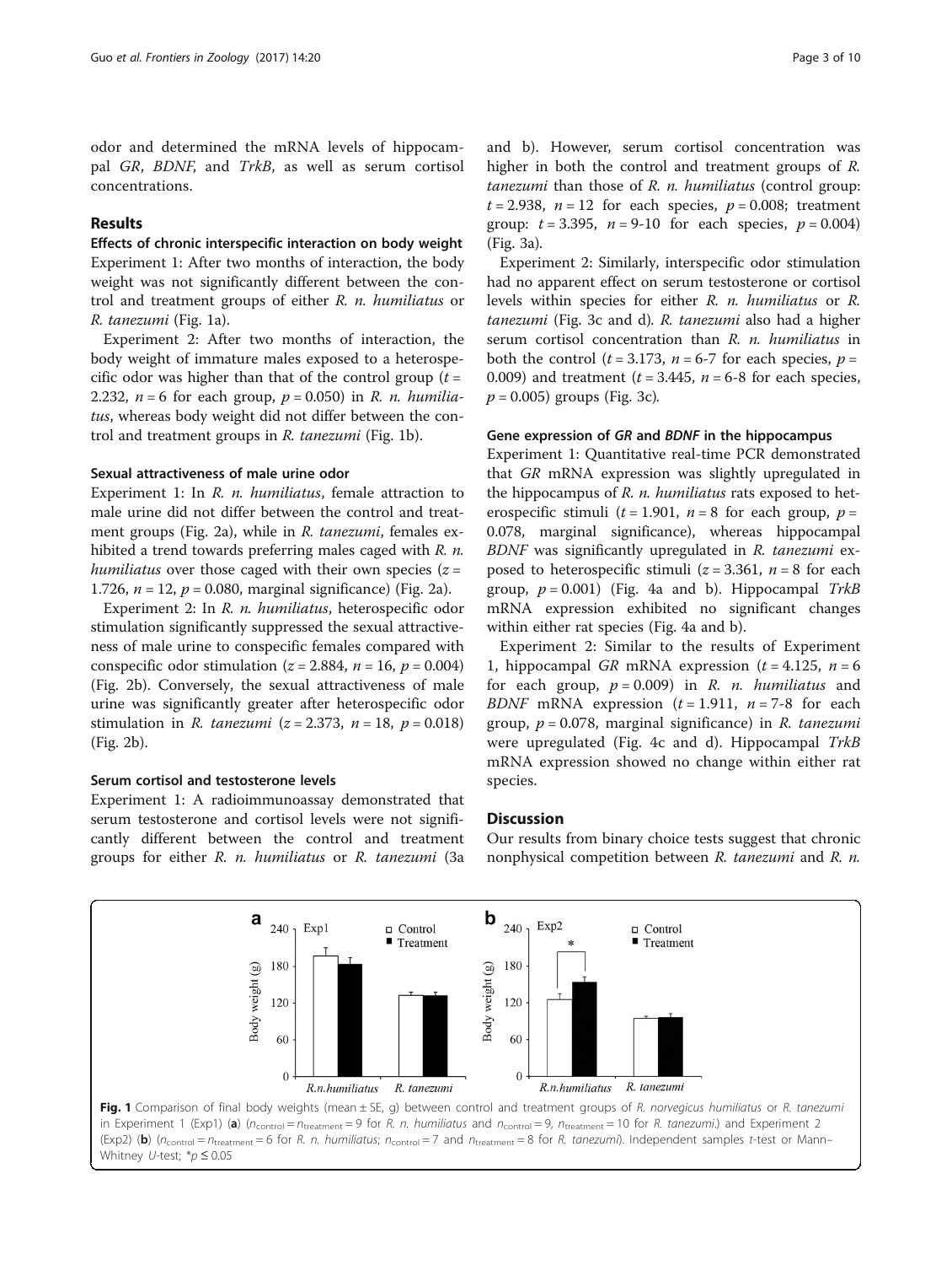odor and determined the mRNA levels of hippocampal *GR*, *BDNF*, and *TrkB*, as well as serum cortisol concentrations.

## Results

### Effects of chronic interspecific interaction on body weight

Experiment 1: After two months of interaction, the body weight was not significantly different between the control and treatment groups of either *R. n. humiliatus* or *R. tanezumi* (Fig. 1a).

Experiment 2: After two months of interaction, the body weight of immature males exposed to a heterospecific odor was higher than that of the control group ($t$ = 2.232, $n$ = 6 for each group, $p$ = 0.050) in *R. n. humiliatus*, whereas body weight did not differ between the control and treatment groups in *R. tanezumi* (Fig. 1b).

### Sexual attractiveness of male urine odor

Experiment 1: In *R. n. humiliatus*, female attraction to male urine did not differ between the control and treatment groups (Fig. 2a), while in *R. tanezumi*, females exhibited a trend towards preferring males caged with *R. n. humiliatus* over those caged with their own species ($z$ = 1.726, $n$ = 12, $p$ = 0.080, marginal significance) (Fig. 2a).

Experiment 2: In *R. n. humiliatus*, heterospecific odor stimulation significantly suppressed the sexual attractiveness of male urine to conspecific females compared with conspecific odor stimulation ($z$ = 2.884, $n$ = 16, $p$ = 0.004) (Fig. 2b). Conversely, the sexual attractiveness of male urine was significantly greater after heterospecific odor stimulation in *R. tanezumi* ($z$ = 2.373, $n$ = 18, $p$ = 0.018) (Fig. 2b).

### Serum cortisol and testosterone levels

Experiment 1: A radioimmunoassay demonstrated that serum testosterone and cortisol levels were not significantly different between the control and treatment groups for either *R. n. humiliatus* or *R. tanezumi* (3a and b). However, serum cortisol concentration was higher in both the control and treatment groups of *R. tanezumi* than those of *R. n. humiliatus* (control group: $t$ = 2.938, $n$ = 12 for each species, $p$ = 0.008; treatment group: $t$ = 3.395, $n$ = 9-10 for each species, $p$ = 0.004) (Fig. 3a).

Experiment 2: Similarly, interspecific odor stimulation had no apparent effect on serum testosterone or cortisol levels within species for either *R. n. humiliatus* or *R. tanezumi* (Fig. 3c and d). *R. tanezumi* also had a higher serum cortisol concentration than *R. n. humiliatus* in both the control ($t$ = 3.173, $n$ = 6-7 for each species, $p$ = 0.009) and treatment ($t$ = 3.445, $n$ = 6-8 for each species, $p$ = 0.005) groups (Fig. 3c).

### Gene expression of *GR* and *BDNF* in the hippocampus

Experiment 1: Quantitative real-time PCR demonstrated that *GR* mRNA expression was slightly upregulated in the hippocampus of *R. n. humiliatus* rats exposed to heterospecific stimuli ($t$ = 1.901, $n$ = 8 for each group, $p$ = 0.078, marginal significance), whereas hippocampal *BDNF* was significantly upregulated in *R. tanezumi* exposed to heterospecific stimuli ($z$ = 3.361, $n$ = 8 for each group, $p$ = 0.001) (Fig. 4a and b). Hippocampal *TrkB* mRNA expression exhibited no significant changes within either rat species (Fig. 4a and b).

Experiment 2: Similar to the results of Experiment 1, hippocampal *GR* mRNA expression ($t$ = 4.125, $n$ = 6 for each group, $p$ = 0.009) in *R. n. humiliatus* and *BDNF* mRNA expression ($t$ = 1.911, $n$ = 7-8 for each group, $p$ = 0.078, marginal significance) in *R. tanezumi* were upregulated (Fig. 4c and d). Hippocampal *TrkB* mRNA expression showed no change within either rat species.

## Discussion

Our results from binary choice tests suggest that chronic nonphysical competition between *R. tanezumi* and *R. n.*

**Fig. 1** Comparison of final body weights (mean ± SE, g) between control and treatment groups of *R. norvegicus humiliatus* or *R. tanezumi* in Experiment 1 (Exp1) (**a**) ($n_{control} = n_{treatment} = 9$ for *R. n. humiliatus* and $n_{control} = 9$, $n_{treatment} = 10$ for *R. tanezumi*.) and Experiment 2 (Exp2) (**b**) ($n_{control} = n_{treatment} = 6$ for *R. n. humiliatus*; $n_{control} = 7$ and $n_{treatment} = 8$ for *R. tanezumi*). Independent samples *t*-test or Mann–Whitney *U*-test; *$p \leq 0.05$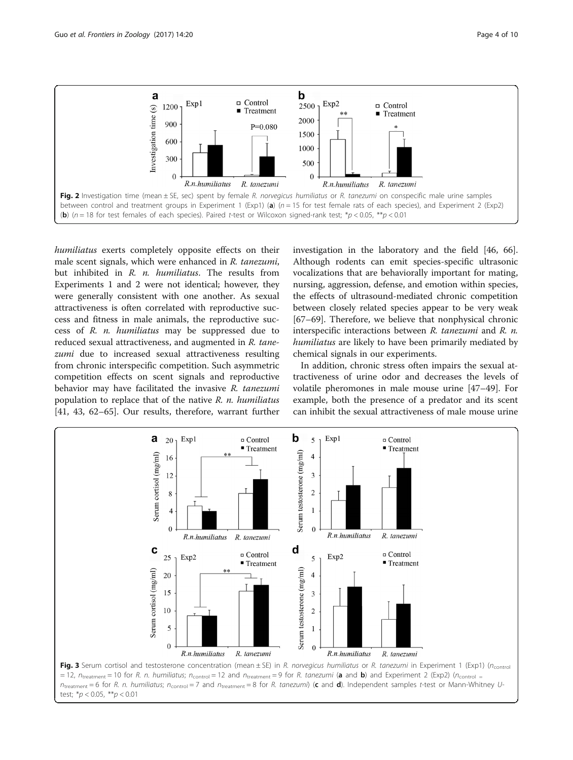Fig. 2 Investigation time (mean ± SE, sec) spent by female *R. norvegicus humiliatus* or *R. tanezumi* on conspecific male urine samples between control and treatment groups in Experiment 1 (Exp1) (**a**) ($n = 15$ for test female rats of each species), and Experiment 2 (Exp2) (**b**) ($n = 18$ for test females of each species). Paired *t*-test or Wilcoxon signed-rank test; *$p < 0.05$, **$p < 0.01$

*humiliatus* exerts completely opposite effects on their male scent signals, which were enhanced in *R. tanezumi*, but inhibited in *R. n. humiliatus*. The results from Experiments 1 and 2 were not identical; however, they were generally consistent with one another. As sexual attractiveness is often correlated with reproductive success and fitness in male animals, the reproductive success of *R. n. humiliatus* may be suppressed due to reduced sexual attractiveness, and augmented in *R. tanezumi* due to increased sexual attractiveness resulting from chronic interspecific competition. Such asymmetric competition effects on scent signals and reproductive behavior may have facilitated the invasive *R. tanezumi* population to replace that of the native *R. n. humiliatus* [41, 43, 62–65]. Our results, therefore, warrant further investigation in the laboratory and the field [46, 66]. Although rodents can emit species-specific ultrasonic vocalizations that are behaviorally important for mating, nursing, aggression, defense, and emotion within species, the effects of ultrasound-mediated chronic competition between closely related species appear to be very weak [67–69]. Therefore, we believe that nonphysical chronic interspecific interactions between *R. tanezumi* and *R. n. humiliatus* are likely to have been primarily mediated by chemical signals in our experiments.

In addition, chronic stress often impairs the sexual attractiveness of urine odor and decreases the levels of volatile pheromones in male mouse urine [47–49]. For example, both the presence of a predator and its scent can inhibit the sexual attractiveness of male mouse urine

Fig. 3 Serum cortisol and testosterone concentration (mean ± SE) in *R. norvegicus humiliatus* or *R. tanezumi* in Experiment 1 (Exp1) ($n_{control} = 12$, $n_{treatment} = 10$ for *R. n. humiliatus*; $n_{control} = 12$ and $n_{treatment} = 9$ for *R. tanezumi* (**a** and **b**) and Experiment 2 (Exp2) ($n_{control} = n_{treatment} = 6$ for *R. n. humiliatus*; $n_{control} = 7$ and $n_{treatment} = 8$ for *R. tanezumi*) (**c** and **d**). Independent samples *t*-test or Mann-Whitney *U*-test; *$p < 0.05$, **$p < 0.01$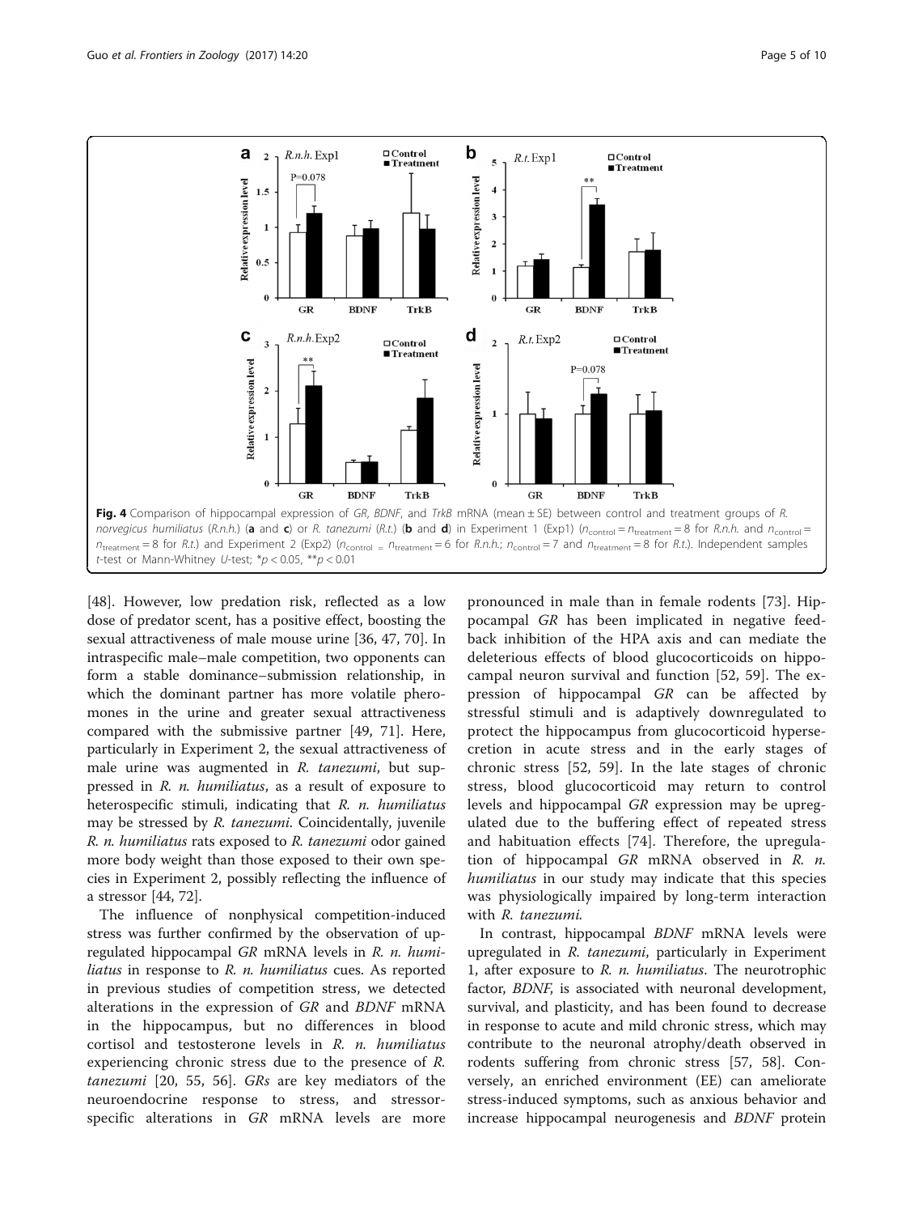**Fig. 4** Comparison of hippocampal expression of *GR*, *BDNF*, and *TrkB* mRNA (mean ± SE) between control and treatment groups of *R. norvegicus humiliatus* (*R.n.h.*) (**a** and **c**) or *R. tanezumi* (*R.t.*) (**b** and **d**) in Experiment 1 (Exp1) ($n_{\text{control}} = n_{\text{treatment}} = 8$ for *R.n.h.* and $n_{\text{control}} = n_{\text{treatment}} = 8$ for *R.t.*) and Experiment 2 (Exp2) ($n_{\text{control}} = n_{\text{treatment}} = 6$ for *R.n.h.*; $n_{\text{control}} = 7$ and $n_{\text{treatment}} = 8$ for *R.t.*). Independent samples *t*-test or Mann-Whitney *U*-test; $*p < 0.05$, $**p < 0.01$

[48]. However, low predation risk, reflected as a low dose of predator scent, has a positive effect, boosting the sexual attractiveness of male mouse urine [36, 47, 70]. In intraspecific male–male competition, two opponents can form a stable dominance–submission relationship, in which the dominant partner has more volatile pheromones in the urine and greater sexual attractiveness compared with the submissive partner [49, 71]. Here, particularly in Experiment 2, the sexual attractiveness of male urine was augmented in *R. tanezumi*, but suppressed in *R. n. humiliatus*, as a result of exposure to heterospecific stimuli, indicating that *R. n. humiliatus* may be stressed by *R. tanezumi*. Coincidentally, juvenile *R. n. humiliatus* rats exposed to *R. tanezumi* odor gained more body weight than those exposed to their own species in Experiment 2, possibly reflecting the influence of a stressor [44, 72].

The influence of nonphysical competition-induced stress was further confirmed by the observation of upregulated hippocampal *GR* mRNA levels in *R. n. humiliatus* in response to *R. n. humiliatus* cues. As reported in previous studies of competition stress, we detected alterations in the expression of *GR* and *BDNF* mRNA in the hippocampus, but no differences in blood cortisol and testosterone levels in *R. n. humiliatus* experiencing chronic stress due to the presence of *R. tanezumi* [20, 55, 56]. *GRs* are key mediators of the neuroendocrine response to stress, and stressor-specific alterations in *GR* mRNA levels are more pronounced in male than in female rodents [73]. Hippocampal *GR* has been implicated in negative feedback inhibition of the HPA axis and can mediate the deleterious effects of blood glucocorticoids on hippocampal neuron survival and function [52, 59]. The expression of hippocampal *GR* can be affected by stressful stimuli and is adaptively downregulated to protect the hippocampus from glucocorticoid hypersecretion in acute stress and in the early stages of chronic stress [52, 59]. In the late stages of chronic stress, blood glucocorticoid may return to control levels and hippocampal *GR* expression may be upregulated due to the buffering effect of repeated stress and habituation effects [74]. Therefore, the upregulation of hippocampal *GR* mRNA observed in *R. n. humiliatus* in our study may indicate that this species was physiologically impaired by long-term interaction with *R. tanezumi*.

In contrast, hippocampal *BDNF* mRNA levels were upregulated in *R. tanezumi*, particularly in Experiment 1, after exposure to *R. n. humiliatus*. The neurotrophic factor, *BDNF*, is associated with neuronal development, survival, and plasticity, and has been found to decrease in response to acute and mild chronic stress, which may contribute to the neuronal atrophy/death observed in rodents suffering from chronic stress [57, 58]. Conversely, an enriched environment (EE) can ameliorate stress-induced symptoms, such as anxious behavior and increase hippocampal neurogenesis and *BDNF* protein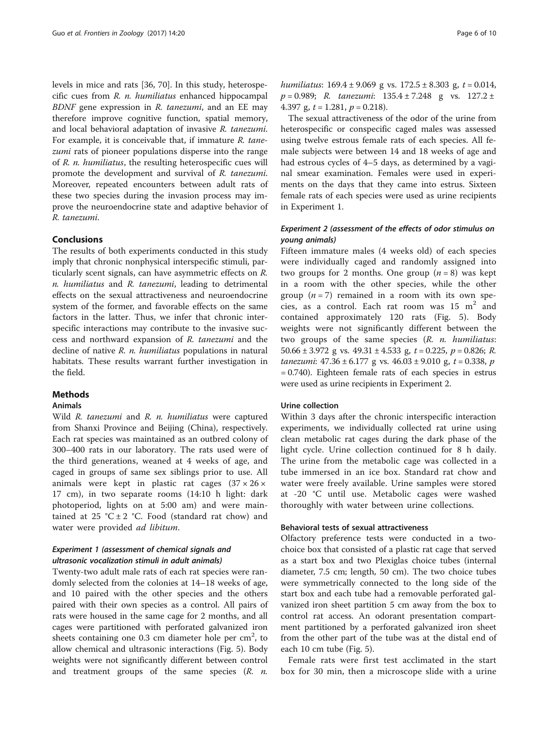levels in mice and rats [36, 70]. In this study, heterospecific cues from *R. n. humiliatus* enhanced hippocampal *BDNF* gene expression in *R. tanezumi*, and an EE may therefore improve cognitive function, spatial memory, and local behavioral adaptation of invasive *R. tanezumi*. For example, it is conceivable that, if immature *R. tanezumi* rats of pioneer populations disperse into the range of *R. n. humiliatus*, the resulting heterospecific cues will promote the development and survival of *R. tanezumi*. Moreover, repeated encounters between adult rats of these two species during the invasion process may improve the neuroendocrine state and adaptive behavior of *R. tanezumi*.

## Conclusions

The results of both experiments conducted in this study imply that chronic nonphysical interspecific stimuli, particularly scent signals, can have asymmetric effects on *R. n. humiliatus* and *R. tanezumi*, leading to detrimental effects on the sexual attractiveness and neuroendocrine system of the former, and favorable effects on the same factors in the latter. Thus, we infer that chronic interspecific interactions may contribute to the invasive success and northward expansion of *R. tanezumi* and the decline of native *R. n. humiliatus* populations in natural habitats. These results warrant further investigation in the field.

## Methods

### Animals

Wild *R. tanezumi* and *R. n. humiliatus* were captured from Shanxi Province and Beijing (China), respectively. Each rat species was maintained as an outbred colony of 300–400 rats in our laboratory. The rats used were of the third generations, weaned at 4 weeks of age, and caged in groups of same sex siblings prior to use. All animals were kept in plastic rat cages (37 × 26 × 17 cm), in two separate rooms (14:10 h light: dark photoperiod, lights on at 5:00 am) and were maintained at 25 °C ± 2 °C. Food (standard rat chow) and water were provided *ad libitum*.

### *Experiment 1 (assessment of chemical signals and ultrasonic vocalization stimuli in adult animals)*

Twenty-two adult male rats of each rat species were randomly selected from the colonies at 14–18 weeks of age, and 10 paired with the other species and the others paired with their own species as a control. All pairs of rats were housed in the same cage for 2 months, and all cages were partitioned with perforated galvanized iron sheets containing one 0.3 cm diameter hole per $cm^2$, to allow chemical and ultrasonic interactions (Fig. 5). Body weights were not significantly different between control and treatment groups of the same species (*R. n. humiliatus*: 169.4 ± 9.069 g vs. 172.5 ± 8.303 g, $t = 0.014$, $p = 0.989$; *R. tanezumi*: 135.4 ± 7.248 g vs. 127.2 ± 4.397 g, $t = 1.281$, $p = 0.218$).

The sexual attractiveness of the odor of the urine from heterospecific or conspecific caged males was assessed using twelve estrous female rats of each species. All female subjects were between 14 and 18 weeks of age and had estrous cycles of 4–5 days, as determined by a vaginal smear examination. Females were used in experiments on the days that they came into estrus. Sixteen female rats of each species were used as urine recipients in Experiment 1.

### *Experiment 2 (assessment of the effects of odor stimulus on young animals)*

Fifteen immature males (4 weeks old) of each species were individually caged and randomly assigned into two groups for 2 months. One group ($n = 8$) was kept in a room with the other species, while the other group ($n = 7$) remained in a room with its own species, as a control. Each rat room was 15 $m^2$ and contained approximately 120 rats (Fig. 5). Body weights were not significantly different between the two groups of the same species (*R. n. humiliatus*: 50.66 ± 3.972 g vs. 49.31 ± 4.533 g, $t = 0.225$, $p = 0.826$; *R. tanezumi*: 47.36 ± 6.177 g vs. 46.03 ± 9.010 g, $t = 0.338$, $p = 0.740$). Eighteen female rats of each species in estrus were used as urine recipients in Experiment 2.

### Urine collection

Within 3 days after the chronic interspecific interaction experiments, we individually collected rat urine using clean metabolic rat cages during the dark phase of the light cycle. Urine collection continued for 8 h daily. The urine from the metabolic cage was collected in a tube immersed in an ice box. Standard rat chow and water were freely available. Urine samples were stored at -20 °C until use. Metabolic cages were washed thoroughly with water between urine collections.

### Behavioral tests of sexual attractiveness

Olfactory preference tests were conducted in a two-choice box that consisted of a plastic rat cage that served as a start box and two Plexiglas choice tubes (internal diameter, 7.5 cm; length, 50 cm). The two choice tubes were symmetrically connected to the long side of the start box and each tube had a removable perforated galvanized iron sheet partition 5 cm away from the box to control rat access. An odorant presentation compartment partitioned by a perforated galvanized iron sheet from the other part of the tube was at the distal end of each 10 cm tube (Fig. 5).

Female rats were first test acclimated in the start box for 30 min, then a microscope slide with a urine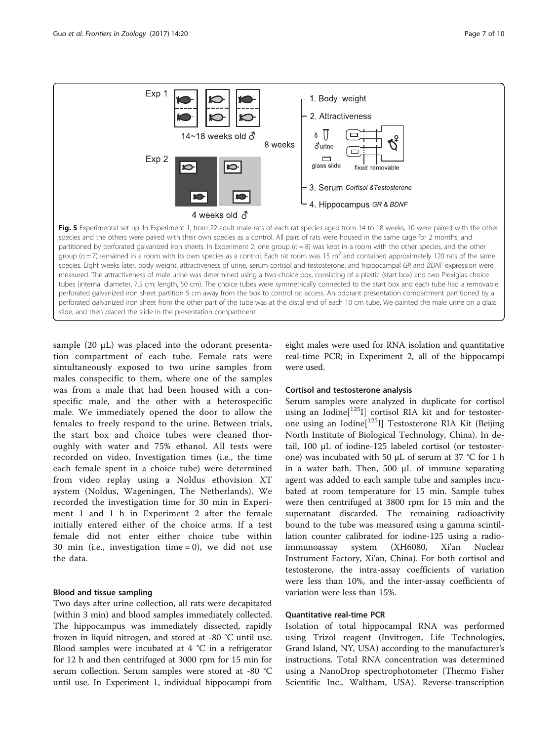**Fig. 5** Experimental set up. In Experiment 1, from 22 adult male rats of each rat species aged from 14 to 18 weeks, 10 were paired with the other species and the others were paired with their own species as a control. All pairs of rats were housed in the same cage for 2 months, and partitioned by perforated galvanized iron sheets. In Experiment 2, one group ($n = 8$) was kept in a room with the other species, and the other group ($n = 7$) remained in a room with its own species as a control. Each rat room was 15 $m^2$ and contained approximately 120 rats of the same species. Eight weeks later, body weight, attractiveness of urine, serum cortisol and testosterone, and hippocampal *GR* and *BDNF* expression were measured. The attractiveness of male urine was determined using a two-choice box, consisting of a plastic (start box) and two Plexiglas choice tubes (internal diameter, 7.5 cm; length, 50 cm). The choice tubes were symmetrically connected to the start box and each tube had a removable perforated galvanized iron sheet partition 5 cm away from the box to control rat access. An odorant presentation compartment partitioned by a perforated galvanized iron sheet from the other part of the tube was at the distal end of each 10 cm tube. We painted the male urine on a glass slide, and then placed the slide in the presentation compartment

sample (20 μL) was placed into the odorant presentation compartment of each tube. Female rats were simultaneously exposed to two urine samples from males conspecific to them, where one of the samples was from a male that had been housed with a conspecific male, and the other with a heterospecific male. We immediately opened the door to allow the females to freely respond to the urine. Between trials, the start box and choice tubes were cleaned thoroughly with water and 75% ethanol. All tests were recorded on video. Investigation times (i.e., the time each female spent in a choice tube) were determined from video replay using a Noldus ethovision XT system (Noldus, Wageningen, The Netherlands). We recorded the investigation time for 30 min in Experiment 1 and 1 h in Experiment 2 after the female initially entered either of the choice arms. If a test female did not enter either choice tube within 30 min (i.e., investigation time = 0), we did not use the data.

### Blood and tissue sampling

Two days after urine collection, all rats were decapitated (within 3 min) and blood samples immediately collected. The hippocampus was immediately dissected, rapidly frozen in liquid nitrogen, and stored at -80 °C until use. Blood samples were incubated at 4 °C in a refrigerator for 12 h and then centrifuged at 3000 rpm for 15 min for serum collection. Serum samples were stored at -80 °C until use. In Experiment 1, individual hippocampi from eight males were used for RNA isolation and quantitative real-time PCR; in Experiment 2, all of the hippocampi were used.

### Cortisol and testosterone analysis

Serum samples were analyzed in duplicate for cortisol using an Iodine[$^{125}$I] cortisol RIA kit and for testosterone using an Iodine[$^{125}$I] Testosterone RIA Kit (Beijing North Institute of Biological Technology, China). In detail, 100 μL of iodine-125 labeled cortisol (or testosterone) was incubated with 50 μL of serum at 37 °C for 1 h in a water bath. Then, 500 μL of immune separating agent was added to each sample tube and samples incubated at room temperature for 15 min. Sample tubes were then centrifuged at 3800 rpm for 15 min and the supernatant discarded. The remaining radioactivity bound to the tube was measured using a gamma scintillation counter calibrated for iodine-125 using a radioimmunoassay system (XH6080, Xi'an Nuclear Instrument Factory, Xi'an, China). For both cortisol and testosterone, the intra-assay coefficients of variation were less than 10%, and the inter-assay coefficients of variation were less than 15%.

### Quantitative real-time PCR

Isolation of total hippocampal RNA was performed using Trizol reagent (Invitrogen, Life Technologies, Grand Island, NY, USA) according to the manufacturer's instructions. Total RNA concentration was determined using a NanoDrop spectrophotometer (Thermo Fisher Scientific Inc., Waltham, USA). Reverse-transcription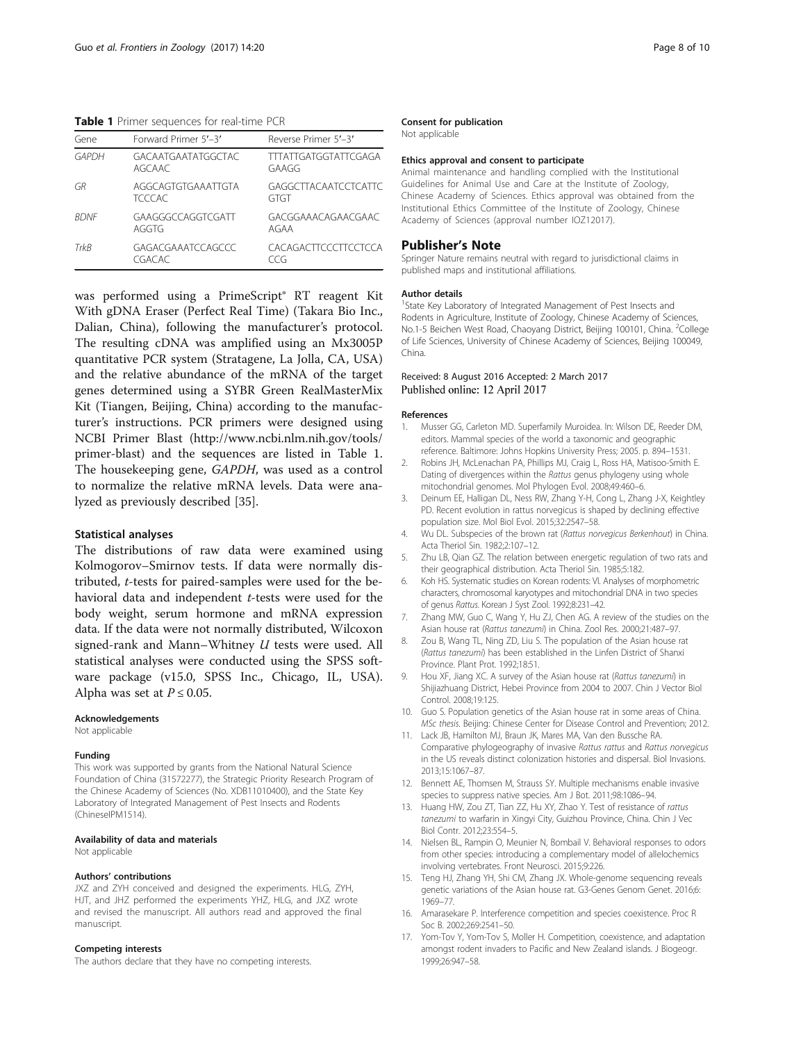**Table 1** Primer sequences for real-time PCR

| Gene | Forward Primer 5′–3′ | Reverse Primer 5′–3′ |
|---|---|---|
| *GAPDH* | GACAATGAATATGGCTAC AGCAAC | TTTATTGATGGTATTCGAGA GAAGG |
| *GR* | AGGCAGTGTGAAATTGTA TCCCAC | GAGGCTTACAATCCTCATTC GTGT |
| *BDNF* | GAAGGGCCAGGTCGATT AGGTG | GACGGAAACAGAACGAAC AGAA |
| *TrkB* | GAGACGAAATCCAGCCC CGACAC | CACAGACTTCCCTTCCTCCA CCG |

was performed using a PrimeScript® RT reagent Kit With gDNA Eraser (Perfect Real Time) (Takara Bio Inc., Dalian, China), following the manufacturer's protocol. The resulting cDNA was amplified using an Mx3005P quantitative PCR system (Stratagene, La Jolla, CA, USA) and the relative abundance of the mRNA of the target genes determined using a SYBR Green RealMasterMix Kit (Tiangen, Beijing, China) according to the manufacturer's instructions. PCR primers were designed using NCBI Primer Blast (http://www.ncbi.nlm.nih.gov/tools/primer-blast) and the sequences are listed in Table 1. The housekeeping gene, *GAPDH*, was used as a control to normalize the relative mRNA levels. Data were analyzed as previously described [35].

### Statistical analyses

The distributions of raw data were examined using Kolmogorov–Smirnov tests. If data were normally distributed, *t*-tests for paired-samples were used for the behavioral data and independent *t*-tests were used for the body weight, serum hormone and mRNA expression data. If the data were not normally distributed, Wilcoxon signed-rank and Mann–Whitney *U* tests were used. All statistical analyses were conducted using the SPSS software package (v15.0, SPSS Inc., Chicago, IL, USA). Alpha was set at $P \leq 0.05$.

#### Acknowledgements
Not applicable

#### Funding
This work was supported by grants from the National Natural Science Foundation of China (31572277), the Strategic Priority Research Program of the Chinese Academy of Sciences (No. XDB11010400), and the State Key Laboratory of Integrated Management of Pest Insects and Rodents (ChineseIPM1514).

#### Availability of data and materials
Not applicable

#### Authors' contributions
JXZ and ZYH conceived and designed the experiments. HLG, ZYH, HJT, and JHZ performed the experiments YHZ, HLG, and JXZ wrote and revised the manuscript. All authors read and approved the final manuscript.

#### Competing interests
The authors declare that they have no competing interests.

#### Consent for publication
Not applicable

#### Ethics approval and consent to participate
Animal maintenance and handling complied with the Institutional Guidelines for Animal Use and Care at the Institute of Zoology, Chinese Academy of Sciences. Ethics approval was obtained from the Institutional Ethics Committee of the Institute of Zoology, Chinese Academy of Sciences (approval number IOZ12017).

## Publisher's Note
Springer Nature remains neutral with regard to jurisdictional claims in published maps and institutional affiliations.

#### Author details
[1]State Key Laboratory of Integrated Management of Pest Insects and Rodents in Agriculture, Institute of Zoology, Chinese Academy of Sciences, No.1-5 Beichen West Road, Chaoyang District, Beijing 100101, China. [2]College of Life Sciences, University of Chinese Academy of Sciences, Beijing 100049, China.

Received: 8 August 2016 Accepted: 2 March 2017
Published online: 12 April 2017

#### References

1. Musser GG, Carleton MD. Superfamily Muroidea. In: Wilson DE, Reeder DM, editors. Mammal species of the world a taxonomic and geographic reference. Baltimore: Johns Hopkins University Press; 2005. p. 894–1531.
2. Robins JH, McLenachan PA, Phillips MJ, Craig L, Ross HA, Matisoo-Smith E. Dating of divergences within the *Rattus* genus phylogeny using whole mitochondrial genomes. Mol Phylogen Evol. 2008;49:460–6.
3. Deinum EE, Halligan DL, Ness RW, Zhang Y-H, Cong L, Zhang J-X, Keightley PD. Recent evolution in rattus norvegicus is shaped by declining effective population size. Mol Biol Evol. 2015;32:2547–58.
4. Wu DL. Subspecies of the brown rat (*Rattus norvegicus Berkenhout*) in China. Acta Theriol Sin. 1982;2:107–12.
5. Zhu LB, Qian GZ. The relation between energetic regulation of two rats and their geographical distribution. Acta Theriol Sin. 1985;5:182.
6. Koh HS. Systematic studies on Korean rodents: VI. Analyses of morphometric characters, chromosomal karyotypes and mitochondrial DNA in two species of genus *Rattus*. Korean J Syst Zool. 1992;8:231–42.
7. Zhang MW, Guo C, Wang Y, Hu ZJ, Chen AG. A review of the studies on the Asian house rat (*Rattus tanezumi*) in China. Zool Res. 2000;21:487–97.
8. Zou B, Wang TL, Ning ZD, Liu S. The population of the Asian house rat (*Rattus tanezumi*) has been established in the Linfen District of Shanxi Province. Plant Prot. 1992;18:51.
9. Hou XF, Jiang XC. A survey of the Asian house rat (*Rattus tanezumi*) in Shijiazhuang District, Hebei Province from 2004 to 2007. Chin J Vector Biol Control. 2008;19:125.
10. Guo S. Population genetics of the Asian house rat in some areas of China. *MSc thesis*. Beijing: Chinese Center for Disease Control and Prevention; 2012.
11. Lack JB, Hamilton MJ, Braun JK, Mares MA, Van den Bussche RA. Comparative phylogeography of invasive *Rattus rattus* and *Rattus norvegicus* in the US reveals distinct colonization histories and dispersal. Biol Invasions. 2013;15:1067–87.
12. Bennett AE, Thomsen M, Strauss SY. Multiple mechanisms enable invasive species to suppress native species. Am J Bot. 2011;98:1086–94.
13. Huang HW, Zou ZT, Tian ZZ, Hu XY, Zhao Y. Test of resistance of *rattus tanezumi* to warfarin in Xingyi City, Guizhou Province, China. Chin J Vec Biol Contr. 2012;23:554–5.
14. Nielsen BL, Rampin O, Meunier N, Bombail V. Behavioral responses to odors from other species: introducing a complementary model of allelochemics involving vertebrates. Front Neurosci. 2015;9:226.
15. Teng HJ, Zhang YH, Shi CM, Zhang JX. Whole-genome sequencing reveals genetic variations of the Asian house rat. G3-Genes Genom Genet. 2016;6: 1969–77.
16. Amarasekare P. Interference competition and species coexistence. Proc R Soc B. 2002;269:2541–50.
17. Yom-Tov Y, Yom-Tov S, Moller H. Competition, coexistence, and adaptation amongst rodent invaders to Pacific and New Zealand islands. J Biogeogr. 1999;26:947–58.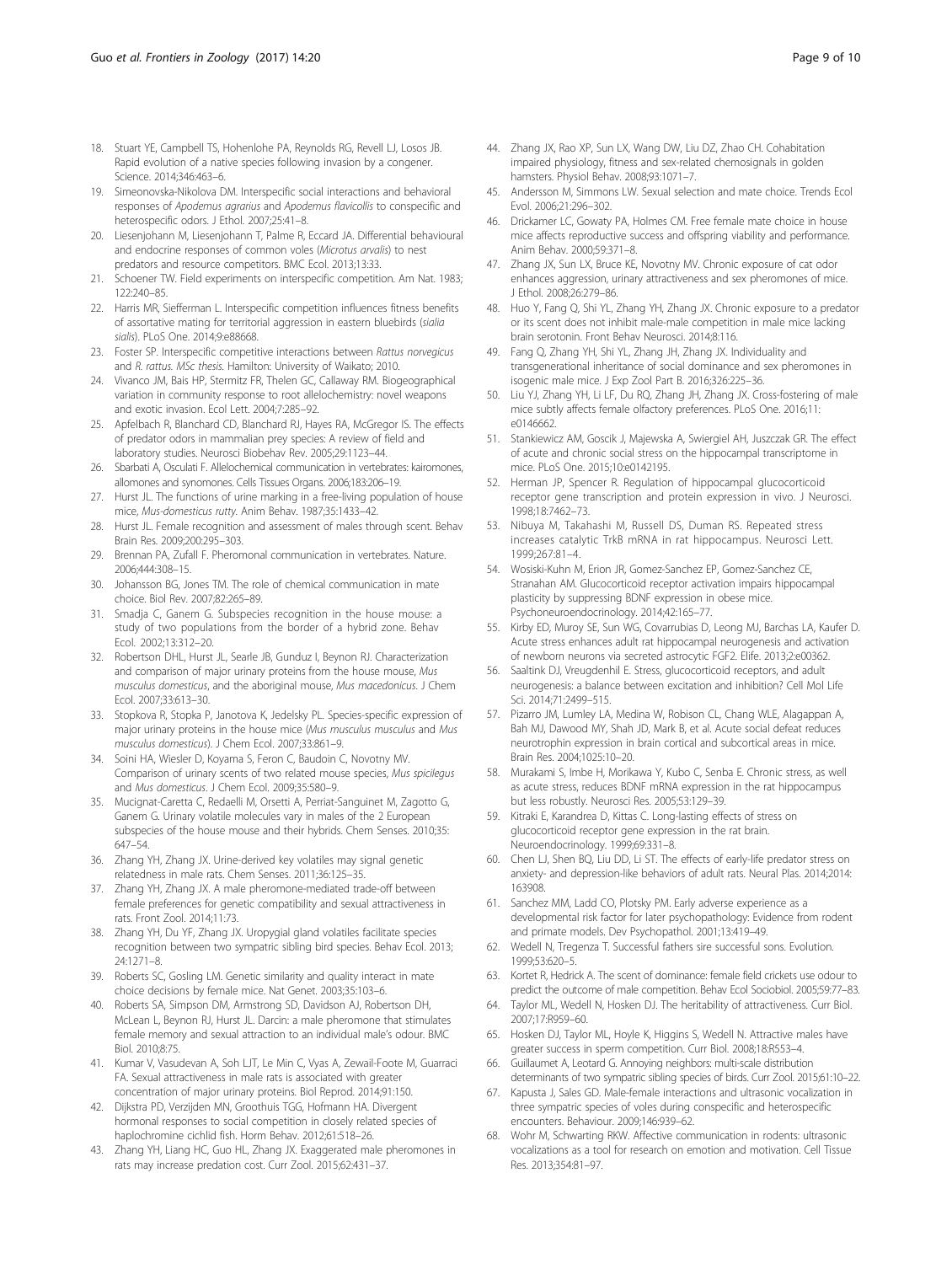18. Stuart YE, Campbell TS, Hohenlohe PA, Reynolds RG, Revell LJ, Losos JB. Rapid evolution of a native species following invasion by a congener. Science. 2014;346:463–6.
19. Simeonovska-Nikolova DM. Interspecific social interactions and behavioral responses of *Apodemus agrarius* and *Apodemus flavicollis* to conspecific and heterospecific odors. J Ethol. 2007;25:41–8.
20. Liesenjohann M, Liesenjohann T, Palme R, Eccard JA. Differential behavioural and endocrine responses of common voles (*Microtus arvalis*) to nest predators and resource competitors. BMC Ecol. 2013;13:33.
21. Schoener TW. Field experiments on interspecific competition. Am Nat. 1983; 122:240–85.
22. Harris MR, Siefferman L. Interspecific competition influences fitness benefits of assortative mating for territorial aggression in eastern bluebirds (*sialia sialis*). PLoS One. 2014;9:e88668.
23. Foster SP. Interspecific competitive interactions between *Rattus norvegicus* and *R. rattus*. *MSc thesis*. Hamilton: University of Waikato; 2010.
24. Vivanco JM, Bais HP, Stermitz FR, Thelen GC, Callaway RM. Biogeographical variation in community response to root allelochemistry: novel weapons and exotic invasion. Ecol Lett. 2004;7:285–92.
25. Apfelbach R, Blanchard CD, Blanchard RJ, Hayes RA, McGregor IS. The effects of predator odors in mammalian prey species: A review of field and laboratory studies. Neurosci Biobehav Rev. 2005;29:1123–44.
26. Sbarbati A, Osculati F. Allelochemical communication in vertebrates: kairomones, allomones and synomones. Cells Tissues Organs. 2006;183:206–19.
27. Hurst JL. The functions of urine marking in a free-living population of house mice, *Mus-domesticus rutty*. Anim Behav. 1987;35:1433–42.
28. Hurst JL. Female recognition and assessment of males through scent. Behav Brain Res. 2009;200:295–303.
29. Brennan PA, Zufall F. Pheromonal communication in vertebrates. Nature. 2006;444:308–15.
30. Johansson BG, Jones TM. The role of chemical communication in mate choice. Biol Rev. 2007;82:265–89.
31. Smadja C, Ganem G. Subspecies recognition in the house mouse: a study of two populations from the border of a hybrid zone. Behav Ecol. 2002;13:312–20.
32. Robertson DHL, Hurst JL, Searle JB, Gunduz I, Beynon RJ. Characterization and comparison of major urinary proteins from the house mouse, *Mus musculus domesticus*, and the aboriginal mouse, *Mus macedonicus*. J Chem Ecol. 2007;33:613–30.
33. Stopkova R, Stopka P, Janotova K, Jedelsky PL. Species-specific expression of major urinary proteins in the house mice (*Mus musculus musculus* and *Mus musculus domesticus*). J Chem Ecol. 2007;33:861–9.
34. Soini HA, Wiesler D, Koyama S, Feron C, Baudoin C, Novotny MV. Comparison of urinary scents of two related mouse species, *Mus spicilegus* and *Mus domesticus*. J Chem Ecol. 2009;35:580–9.
35. Mucignat-Caretta C, Redaelli M, Orsetti A, Perriat-Sanguinet M, Zagotto G, Ganem G. Urinary volatile molecules vary in males of the 2 European subspecies of the house mouse and their hybrids. Chem Senses. 2010;35: 647–54.
36. Zhang YH, Zhang JX. Urine-derived key volatiles may signal genetic relatedness in male rats. Chem Senses. 2011;36:125–35.
37. Zhang YH, Zhang JX. A male pheromone-mediated trade-off between female preferences for genetic compatibility and sexual attractiveness in rats. Front Zool. 2014;11:73.
38. Zhang YH, Du YF, Zhang JX. Uropygial gland volatiles facilitate species recognition between two sympatric sibling bird species. Behav Ecol. 2013; 24:1271–8.
39. Roberts SC, Gosling LM. Genetic similarity and quality interact in mate choice decisions by female mice. Nat Genet. 2003;35:103–6.
40. Roberts SA, Simpson DM, Armstrong SD, Davidson AJ, Robertson DH, McLean L, Beynon RJ, Hurst JL. Darcin: a male pheromone that stimulates female memory and sexual attraction to an individual male's odour. BMC Biol. 2010;8:75.
41. Kumar V, Vasudevan A, Soh LJT, Le Min C, Vyas A, Zewail-Foote M, Guarraci FA. Sexual attractiveness in male rats is associated with greater concentration of major urinary proteins. Biol Reprod. 2014;91:150.
42. Dijkstra PD, Verzijden MN, Groothuis TGG, Hofmann HA. Divergent hormonal responses to social competition in closely related species of haplochromine cichlid fish. Horm Behav. 2012;61:518–26.
43. Zhang YH, Liang HC, Guo HL, Zhang JX. Exaggerated male pheromones in rats may increase predation cost. Curr Zool. 2015;62:431–37.
44. Zhang JX, Rao XP, Sun LX, Wang DW, Liu DZ, Zhao CH. Cohabitation impaired physiology, fitness and sex-related chemosignals in golden hamsters. Physiol Behav. 2008;93:1071–7.
45. Andersson M, Simmons LW. Sexual selection and mate choice. Trends Ecol Evol. 2006;21:296–302.
46. Drickamer LC, Gowaty PA, Holmes CM. Free female mate choice in house mice affects reproductive success and offspring viability and performance. Anim Behav. 2000;59:371–8.
47. Zhang JX, Sun LX, Bruce KE, Novotny MV. Chronic exposure of cat odor enhances aggression, urinary attractiveness and sex pheromones of mice. J Ethol. 2008;26:279–86.
48. Huo Y, Fang Q, Shi YL, Zhang YH, Zhang JX. Chronic exposure to a predator or its scent does not inhibit male-male competition in male mice lacking brain serotonin. Front Behav Neurosci. 2014;8:116.
49. Fang Q, Zhang YH, Shi YL, Zhang JH, Zhang JX. Individuality and transgenerational inheritance of social dominance and sex pheromones in isogenic male mice. J Exp Zool Part B. 2016;326:225–36.
50. Liu YJ, Zhang YH, Li LF, Du RQ, Zhang JH, Zhang JX. Cross-fostering of male mice subtly affects female olfactory preferences. PLoS One. 2016;11: e0146662.
51. Stankiewicz AM, Goscik J, Majewska A, Swiergiel AH, Juszczak GR. The effect of acute and chronic social stress on the hippocampal transcriptome in mice. PLoS One. 2015;10:e0142195.
52. Herman JP, Spencer R. Regulation of hippocampal glucocorticoid receptor gene transcription and protein expression in vivo. J Neurosci. 1998;18:7462–73.
53. Nibuya M, Takahashi M, Russell DS, Duman RS. Repeated stress increases catalytic TrkB mRNA in rat hippocampus. Neurosci Lett. 1999;267:81–4.
54. Wosiski-Kuhn M, Erion JR, Gomez-Sanchez EP, Gomez-Sanchez CE, Stranahan AM. Glucocorticoid receptor activation impairs hippocampal plasticity by suppressing BDNF expression in obese mice. Psychoneuroendocrinology. 2014;42:165–77.
55. Kirby ED, Muroy SE, Sun WG, Covarrubias D, Leong MJ, Barchas LA, Kaufer D. Acute stress enhances adult rat hippocampal neurogenesis and activation of newborn neurons via secreted astrocytic FGF2. Elife. 2013;2:e00362.
56. Saaltink DJ, Vreugdenhil E. Stress, glucocorticoid receptors, and adult neurogenesis: a balance between excitation and inhibition? Cell Mol Life Sci. 2014;71:2499–515.
57. Pizarro JM, Lumley LA, Medina W, Robison CL, Chang WLE, Alagappan A, Bah MJ, Dawood MY, Shah JD, Mark B, et al. Acute social defeat reduces neurotrophin expression in brain cortical and subcortical areas in mice. Brain Res. 2004;1025:10–20.
58. Murakami S, Imbe H, Morikawa Y, Kubo C, Senba E. Chronic stress, as well as acute stress, reduces BDNF mRNA expression in the rat hippocampus but less robustly. Neurosci Res. 2005;53:129–39.
59. Kitraki E, Karandrea D, Kittas C. Long-lasting effects of stress on glucocorticoid receptor gene expression in the rat brain. Neuroendocrinology. 1999;69:331–8.
60. Chen LJ, Shen BQ, Liu DD, Li ST. The effects of early-life predator stress on anxiety- and depression-like behaviors of adult rats. Neural Plas. 2014;2014: 163908.
61. Sanchez MM, Ladd CO, Plotsky PM. Early adverse experience as a developmental risk factor for later psychopathology: Evidence from rodent and primate models. Dev Psychopathol. 2001;13:419–49.
62. Wedell N, Tregenza T. Successful fathers sire successful sons. Evolution. 1999;53:620–5.
63. Kortet R, Hedrick A. The scent of dominance: female field crickets use odour to predict the outcome of male competition. Behav Ecol Sociobiol. 2005;59:77–83.
64. Taylor ML, Wedell N, Hosken DJ. The heritability of attractiveness. Curr Biol. 2007;17:R959–60.
65. Hosken DJ, Taylor ML, Hoyle K, Higgins S, Wedell N. Attractive males have greater success in sperm competition. Curr Biol. 2008;18:R553–4.
66. Guillaumet A, Leotard G. Annoying neighbors: multi-scale distribution determinants of two sympatric sibling species of birds. Curr Zool. 2015;61:10–22.
67. Kapusta J, Sales GD. Male-female interactions and ultrasonic vocalization in three sympatric species of voles during conspecific and heterospecific encounters. Behaviour. 2009;146:939–62.
68. Wohr M, Schwarting RKW. Affective communication in rodents: ultrasonic vocalizations as a tool for research on emotion and motivation. Cell Tissue Res. 2013;354:81–97.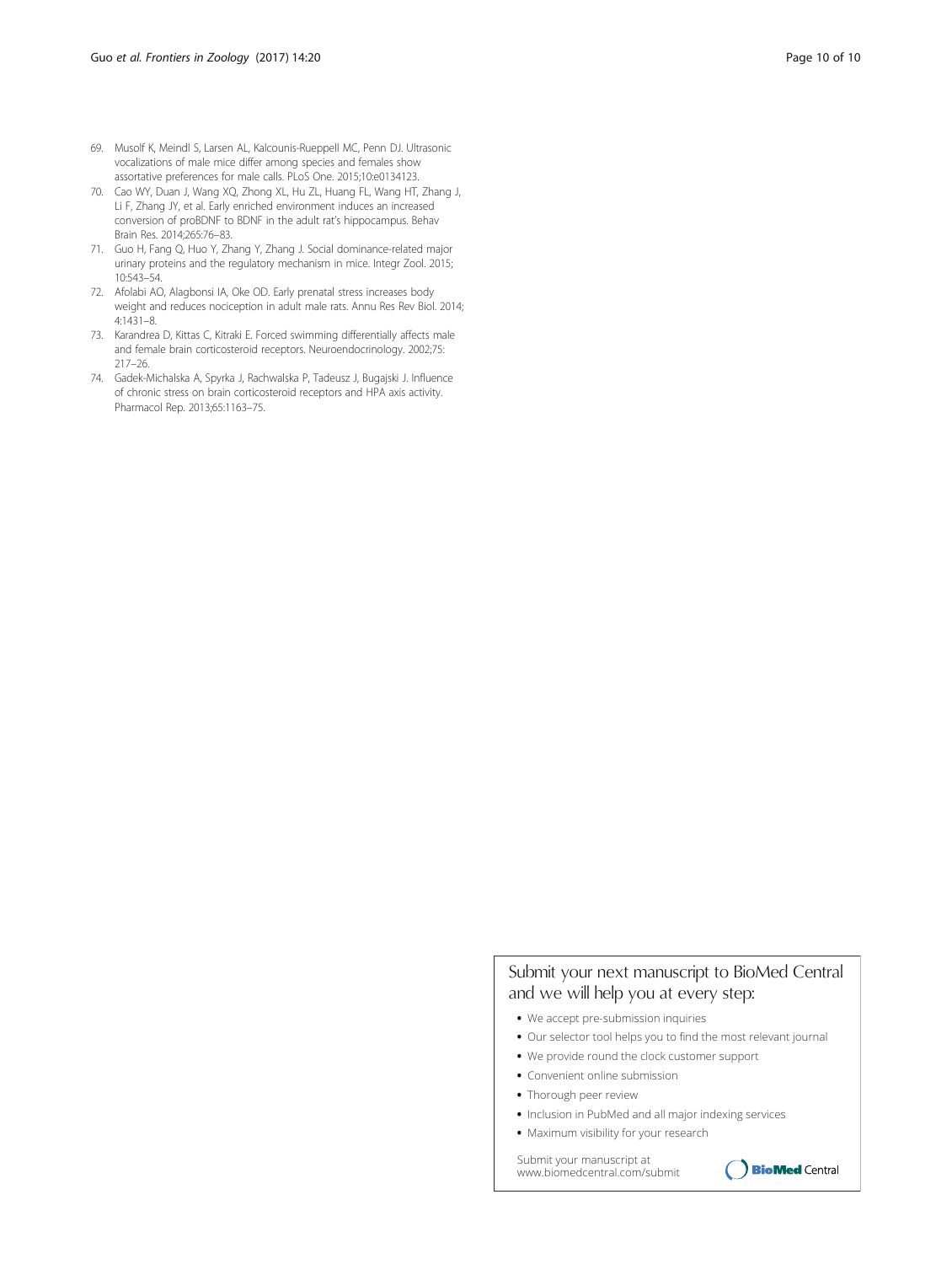69. Musolf K, Meindl S, Larsen AL, Kalcounis-Rueppell MC, Penn DJ. Ultrasonic vocalizations of male mice differ among species and females show assortative preferences for male calls. PLoS One. 2015;10:e0134123.
70. Cao WY, Duan J, Wang XQ, Zhong XL, Hu ZL, Huang FL, Wang HT, Zhang J, Li F, Zhang JY, et al. Early enriched environment induces an increased conversion of proBDNF to BDNF in the adult rat's hippocampus. Behav Brain Res. 2014;265:76–83.
71. Guo H, Fang Q, Huo Y, Zhang Y, Zhang J. Social dominance-related major urinary proteins and the regulatory mechanism in mice. Integr Zool. 2015; 10:543–54.
72. Afolabi AO, Alagbonsi IA, Oke OD. Early prenatal stress increases body weight and reduces nociception in adult male rats. Annu Res Rev Biol. 2014; 4:1431–8.
73. Karandrea D, Kittas C, Kitraki E. Forced swimming differentially affects male and female brain corticosteroid receptors. Neuroendocrinology. 2002;75: 217–26.
74. Gadek-Michalska A, Spyrka J, Rachwalska P, Tadeusz J, Bugajski J. Influence of chronic stress on brain corticosteroid receptors and HPA axis activity. Pharmacol Rep. 2013;65:1163–75.

Submit your next manuscript to BioMed Central and we will help you at every step:

- We accept pre-submission inquiries
- Our selector tool helps you to find the most relevant journal
- We provide round the clock customer support
- Convenient online submission
- Thorough peer review
- Inclusion in PubMed and all major indexing services
- Maximum visibility for your research

Submit your manuscript at www.biomedcentral.com/submit

BioMed Central